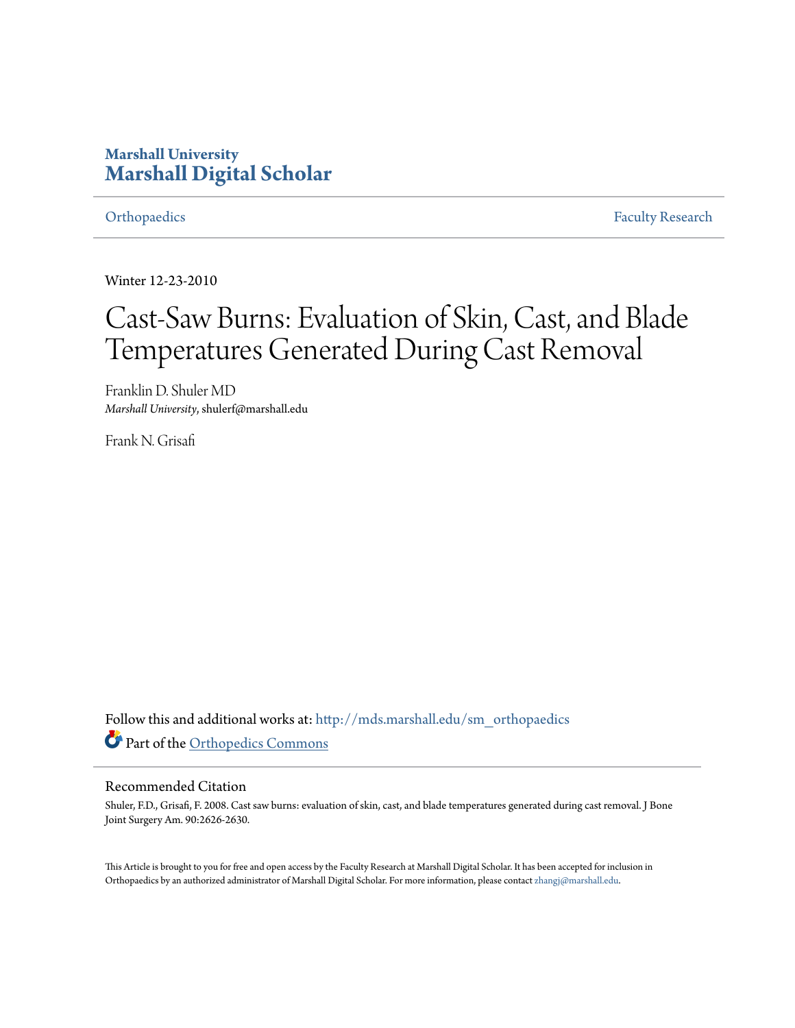**Marshall University**
**Marshall Digital Scholar**

Orthopaedics | Faculty Research

Winter 12-23-2010

# Cast-Saw Burns: Evaluation of Skin, Cast, and Blade Temperatures Generated During Cast Removal

Franklin D. Shuler MD
*Marshall University*, shulerf@marshall.edu

Frank N. Grisafi

Follow this and additional works at: http://mds.marshall.edu/sm_orthopaedics

Part of the Orthopedics Commons

## Recommended Citation

Shuler, F.D., Grisafi, F. 2008. Cast saw burns: evaluation of skin, cast, and blade temperatures generated during cast removal. J Bone Joint Surgery Am. 90:2626-2630.

This Article is brought to you for free and open access by the Faculty Research at Marshall Digital Scholar. It has been accepted for inclusion in Orthopaedics by an authorized administrator of Marshall Digital Scholar. For more information, please contact zhangj@marshall.edu.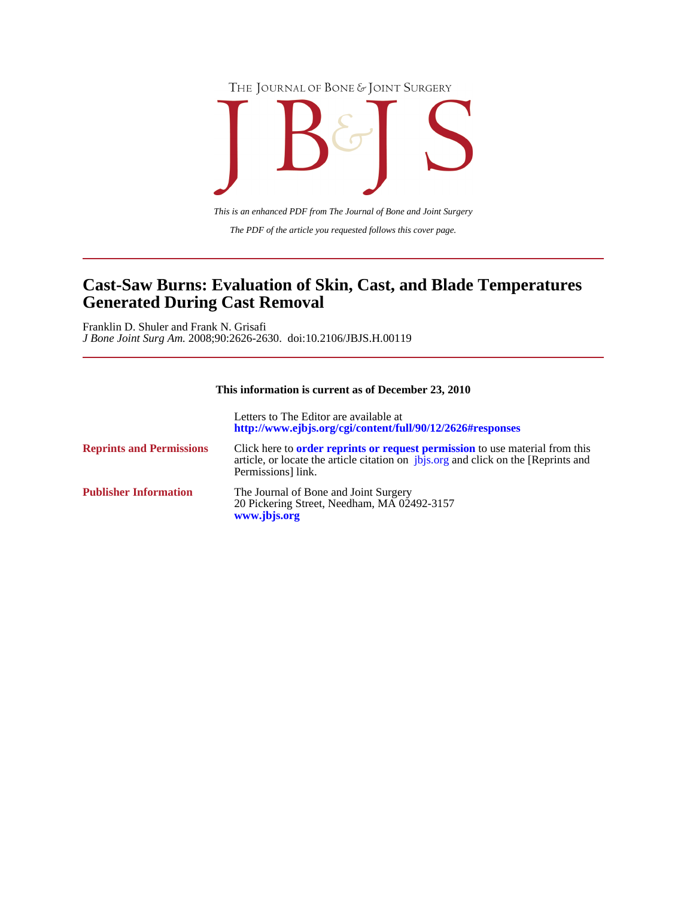THE JOURNAL OF BONE & JOINT SURGERY

# JB&JS

*This is an enhanced PDF from The Journal of Bone and Joint Surgery*

*The PDF of the article you requested follows this cover page.*

---

## Cast-Saw Burns: Evaluation of Skin, Cast, and Blade Temperatures Generated During Cast Removal

Franklin D. Shuler and Frank N. Grisafi
*J Bone Joint Surg Am.* 2008;90:2626-2630. doi:10.2106/JBJS.H.00119

---

**This information is current as of December 23, 2010**

| | |
|---|---|
| | Letters to The Editor are available at **http://www.ejbjs.org/cgi/content/full/90/12/2626#responses** |
| **Reprints and Permissions** | Click here to **order reprints or request permission** to use material from this article, or locate the article citation on jbjs.org and click on the [Reprints and Permissions] link. |
| **Publisher Information** | The Journal of Bone and Joint Surgery<br>20 Pickering Street, Needham, MA 02492-3157<br>**www.jbjs.org** |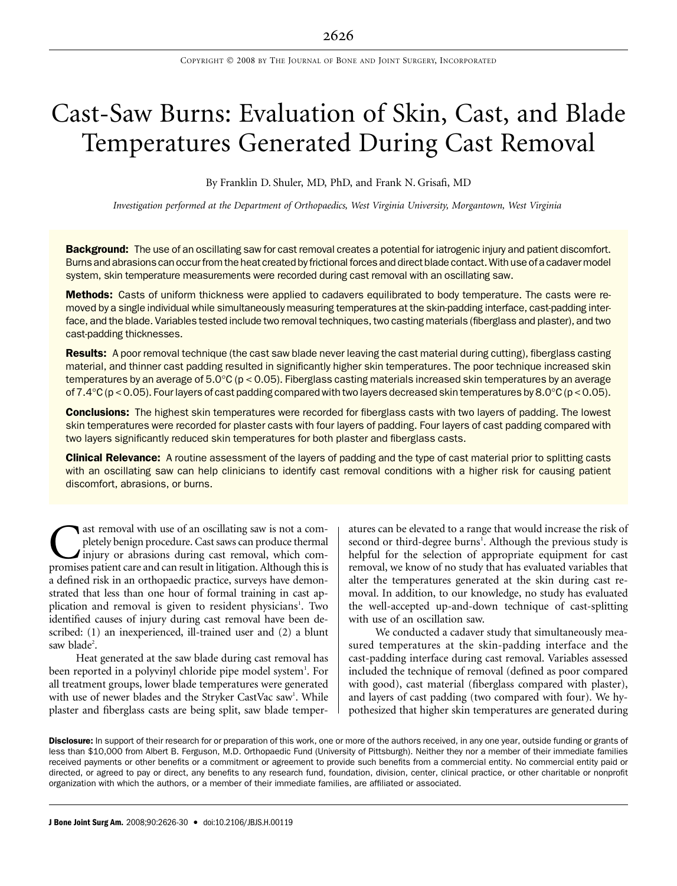# Cast-Saw Burns: Evaluation of Skin, Cast, and Blade Temperatures Generated During Cast Removal

By Franklin D. Shuler, MD, PhD, and Frank N. Grisafi, MD

*Investigation performed at the Department of Orthopaedics, West Virginia University, Morgantown, West Virginia*

**Background:** The use of an oscillating saw for cast removal creates a potential for iatrogenic injury and patient discomfort. Burns and abrasions can occur from the heat created by frictional forces and direct blade contact. With use of a cadaver model system, skin temperature measurements were recorded during cast removal with an oscillating saw.

**Methods:** Casts of uniform thickness were applied to cadavers equilibrated to body temperature. The casts were removed by a single individual while simultaneously measuring temperatures at the skin-padding interface, cast-padding interface, and the blade. Variables tested include two removal techniques, two casting materials (fiberglass and plaster), and two cast-padding thicknesses.

**Results:** A poor removal technique (the cast saw blade never leaving the cast material during cutting), fiberglass casting material, and thinner cast padding resulted in significantly higher skin temperatures. The poor technique increased skin temperatures by an average of 5.0°C ($p < 0.05$). Fiberglass casting materials increased skin temperatures by an average of 7.4°C ($p < 0.05$). Four layers of cast padding compared with two layers decreased skin temperatures by 8.0°C ($p < 0.05$).

**Conclusions:** The highest skin temperatures were recorded for fiberglass casts with two layers of padding. The lowest skin temperatures were recorded for plaster casts with four layers of padding. Four layers of cast padding compared with two layers significantly reduced skin temperatures for both plaster and fiberglass casts.

**Clinical Relevance:** A routine assessment of the layers of padding and the type of cast material prior to splitting casts with an oscillating saw can help clinicians to identify cast removal conditions with a higher risk for causing patient discomfort, abrasions, or burns.

Cast removal with use of an oscillating saw is not a completely benign procedure. Cast saws can produce thermal injury or abrasions during cast removal, which compromises patient care and can result in litigation. Although this is a defined risk in an orthopaedic practice, surveys have demonstrated that less than one hour of formal training in cast application and removal is given to resident physicians[1]. Two identified causes of injury during cast removal have been described: (1) an inexperienced, ill-trained user and (2) a blunt saw blade[2].

Heat generated at the saw blade during cast removal has been reported in a polyvinyl chloride pipe model system[1]. For all treatment groups, lower blade temperatures were generated with use of newer blades and the Stryker CastVac saw[1]. While plaster and fiberglass casts are being split, saw blade temperatures can be elevated to a range that would increase the risk of second or third-degree burns[1]. Although the previous study is helpful for the selection of appropriate equipment for cast removal, we know of no study that has evaluated variables that alter the temperatures generated at the skin during cast removal. In addition, to our knowledge, no study has evaluated the well-accepted up-and-down technique of cast-splitting with use of an oscillation saw.

We conducted a cadaver study that simultaneously measured temperatures at the skin-padding interface and the cast-padding interface during cast removal. Variables assessed included the technique of removal (defined as poor compared with good), cast material (fiberglass compared with plaster), and layers of cast padding (two compared with four). We hypothesized that higher skin temperatures are generated during

**Disclosure:** In support of their research for or preparation of this work, one or more of the authors received, in any one year, outside funding or grants of less than $10,000 from Albert B. Ferguson, M.D. Orthopaedic Fund (University of Pittsburgh). Neither they nor a member of their immediate families received payments or other benefits or a commitment or agreement to provide such benefits from a commercial entity. No commercial entity paid or directed, or agreed to pay or direct, any benefits to any research fund, foundation, division, center, clinical practice, or other charitable or nonprofit organization with which the authors, or a member of their immediate families, are affiliated or associated.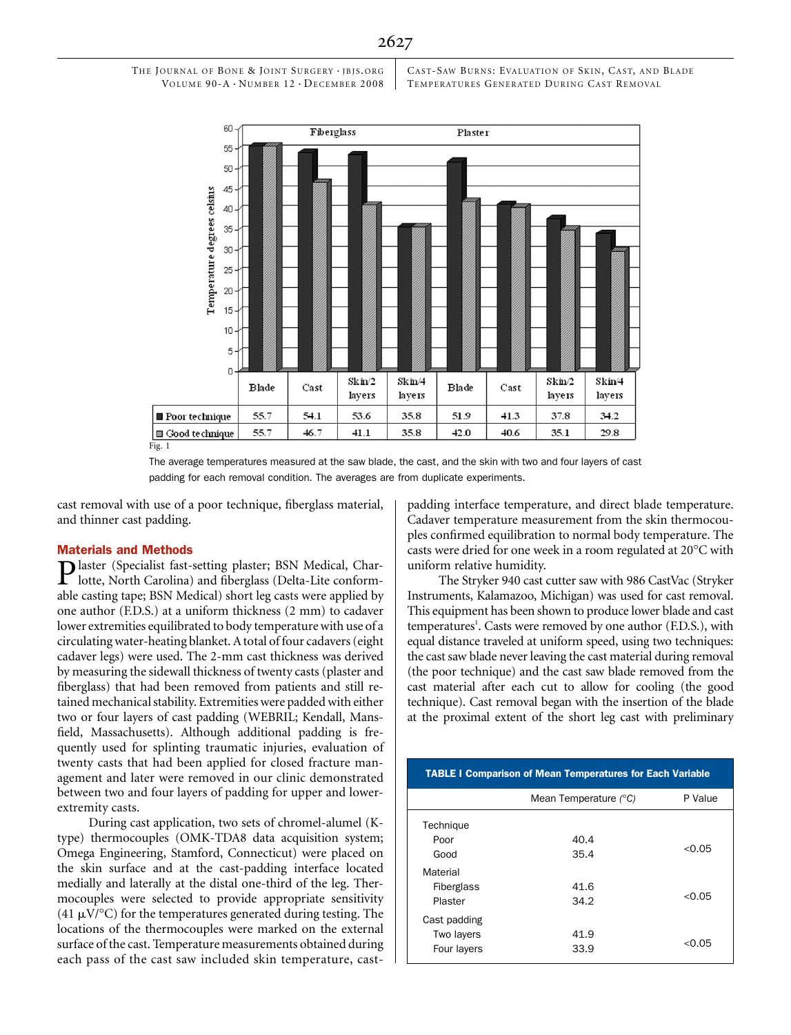| | Blade | Cast | Skin/2 layers | Skin/4 layers | Blade | Cast | Skin/2 layers | Skin/4 layers |
|---|---|---|---|---|---|---|---|---|
| | Fiberglass | | | | Plaster | | | |
| Poor technique | 55.7 | 54.1 | 53.6 | 35.8 | 51.9 | 41.3 | 37.8 | 34.2 |
| Good technique | 55.7 | 46.7 | 41.1 | 35.8 | 42.0 | 40.6 | 35.1 | 29.8 |

Fig. 1

The average temperatures measured at the saw blade, the cast, and the skin with two and four layers of cast padding for each removal condition. The averages are from duplicate experiments.

cast removal with use of a poor technique, fiberglass material, and thinner cast padding.

## Materials and Methods

Plaster (Specialist fast-setting plaster; BSN Medical, Charlotte, North Carolina) and fiberglass (Delta-Lite conformable casting tape; BSN Medical) short leg casts were applied by one author (F.D.S.) at a uniform thickness (2 mm) to cadaver lower extremities equilibrated to body temperature with use of a circulating water-heating blanket. A total of four cadavers (eight cadaver legs) were used. The 2-mm cast thickness was derived by measuring the sidewall thickness of twenty casts (plaster and fiberglass) that had been removed from patients and still retained mechanical stability. Extremities were padded with either two or four layers of cast padding (WEBRIL; Kendall, Mansfield, Massachusetts). Although additional padding is frequently used for splinting traumatic injuries, evaluation of twenty casts that had been applied for closed fracture management and later were removed in our clinic demonstrated between two and four layers of padding for upper and lower-extremity casts.

During cast application, two sets of chromel-alumel (K-type) thermocouples (OMK-TDA8 data acquisition system; Omega Engineering, Stamford, Connecticut) were placed on the skin surface and at the cast-padding interface located medially and laterally at the distal one-third of the leg. Thermocouples were selected to provide appropriate sensitivity (41 μV/°C) for the temperatures generated during testing. The locations of the thermocouples were marked on the external surface of the cast. Temperature measurements obtained during each pass of the cast saw included skin temperature, cast-padding interface temperature, and direct blade temperature. Cadaver temperature measurement from the skin thermocouples confirmed equilibration to normal body temperature. The casts were dried for one week in a room regulated at 20°C with uniform relative humidity.

The Stryker 940 cast cutter saw with 986 CastVac (Stryker Instruments, Kalamazoo, Michigan) was used for cast removal. This equipment has been shown to produce lower blade and cast temperatures[1]. Casts were removed by one author (F.D.S.), with equal distance traveled at uniform speed, using two techniques: the cast saw blade never leaving the cast material during removal (the poor technique) and the cast saw blade removed from the cast material after each cut to allow for cooling (the good technique). Cast removal began with the insertion of the blade at the proximal extent of the short leg cast with preliminary

**TABLE I Comparison of Mean Temperatures for Each Variable**

| | Mean Temperature (°C) | P Value |
|---|---|---|
| Technique | | |
| Poor | 40.4 | <0.05 |
| Good | 35.4 | |
| Material | | |
| Fiberglass | 41.6 | <0.05 |
| Plaster | 34.2 | |
| Cast padding | | |
| Two layers | 41.9 | <0.05 |
| Four layers | 33.9 | |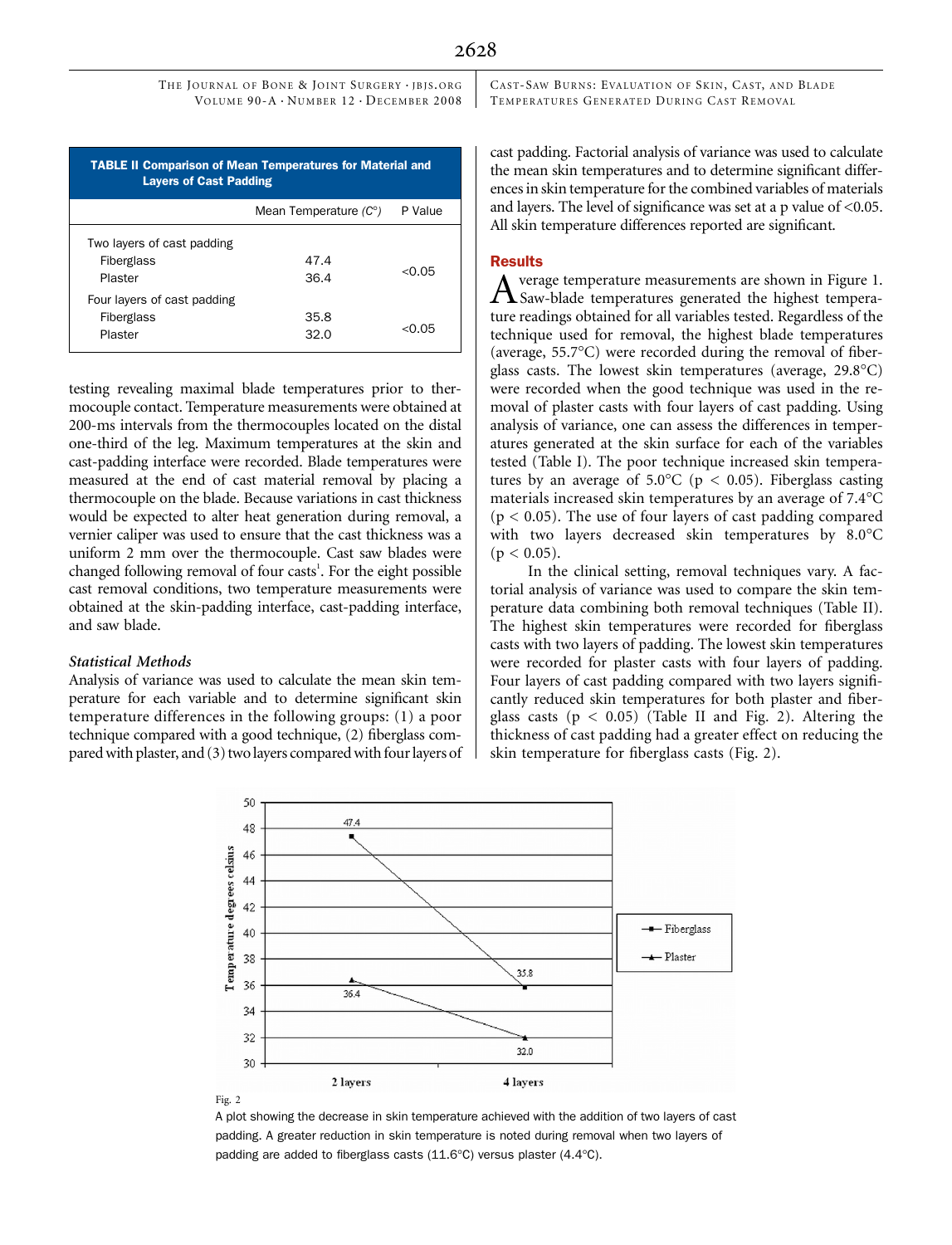**TABLE II Comparison of Mean Temperatures for Material and Layers of Cast Padding**

| | Mean Temperature (C°) | P Value |
|---|---|---|
| Two layers of cast padding | | |
| Fiberglass | 47.4 | <0.05 |
| Plaster | 36.4 | |
| Four layers of cast padding | | |
| Fiberglass | 35.8 | <0.05 |
| Plaster | 32.0 | |

testing revealing maximal blade temperatures prior to thermocouple contact. Temperature measurements were obtained at 200-ms intervals from the thermocouples located on the distal one-third of the leg. Maximum temperatures at the skin and cast-padding interface were recorded. Blade temperatures were measured at the end of cast material removal by placing a thermocouple on the blade. Because variations in cast thickness would be expected to alter heat generation during removal, a vernier caliper was used to ensure that the cast thickness was a uniform 2 mm over the thermocouple. Cast saw blades were changed following removal of four casts[1]. For the eight possible cast removal conditions, two temperature measurements were obtained at the skin-padding interface, cast-padding interface, and saw blade.

### Statistical Methods

Analysis of variance was used to calculate the mean skin temperature for each variable and to determine significant skin temperature differences in the following groups: (1) a poor technique compared with a good technique, (2) fiberglass compared with plaster, and (3) two layers compared with four layers of cast padding. Factorial analysis of variance was used to calculate the mean skin temperatures and to determine significant differences in skin temperature for the combined variables of materials and layers. The level of significance was set at a p value of <0.05. All skin temperature differences reported are significant.

## Results

Average temperature measurements are shown in Figure 1. Saw-blade temperatures generated the highest temperature readings obtained for all variables tested. Regardless of the technique used for removal, the highest blade temperatures (average, 55.7°C) were recorded during the removal of fiberglass casts. The lowest skin temperatures (average, 29.8°C) were recorded when the good technique was used in the removal of plaster casts with four layers of cast padding. Using analysis of variance, one can assess the differences in temperatures generated at the skin surface for each of the variables tested (Table I). The poor technique increased skin temperatures by an average of 5.0°C ($p < 0.05$). Fiberglass casting materials increased skin temperatures by an average of 7.4°C ($p < 0.05$). The use of four layers of cast padding compared with two layers decreased skin temperatures by 8.0°C ($p < 0.05$).

In the clinical setting, removal techniques vary. A factorial analysis of variance was used to compare the skin temperature data combining both removal techniques (Table II). The highest skin temperatures were recorded for fiberglass casts with two layers of padding. The lowest skin temperatures were recorded for plaster casts with four layers of padding. Four layers of cast padding compared with two layers significantly reduced skin temperatures for both plaster and fiberglass casts ($p < 0.05$) (Table II and Fig. 2). Altering the thickness of cast padding had a greater effect on reducing the skin temperature for fiberglass casts (Fig. 2).

Fig. 2

A plot showing the decrease in skin temperature achieved with the addition of two layers of cast padding. A greater reduction in skin temperature is noted during removal when two layers of padding are added to fiberglass casts (11.6°C) versus plaster (4.4°C).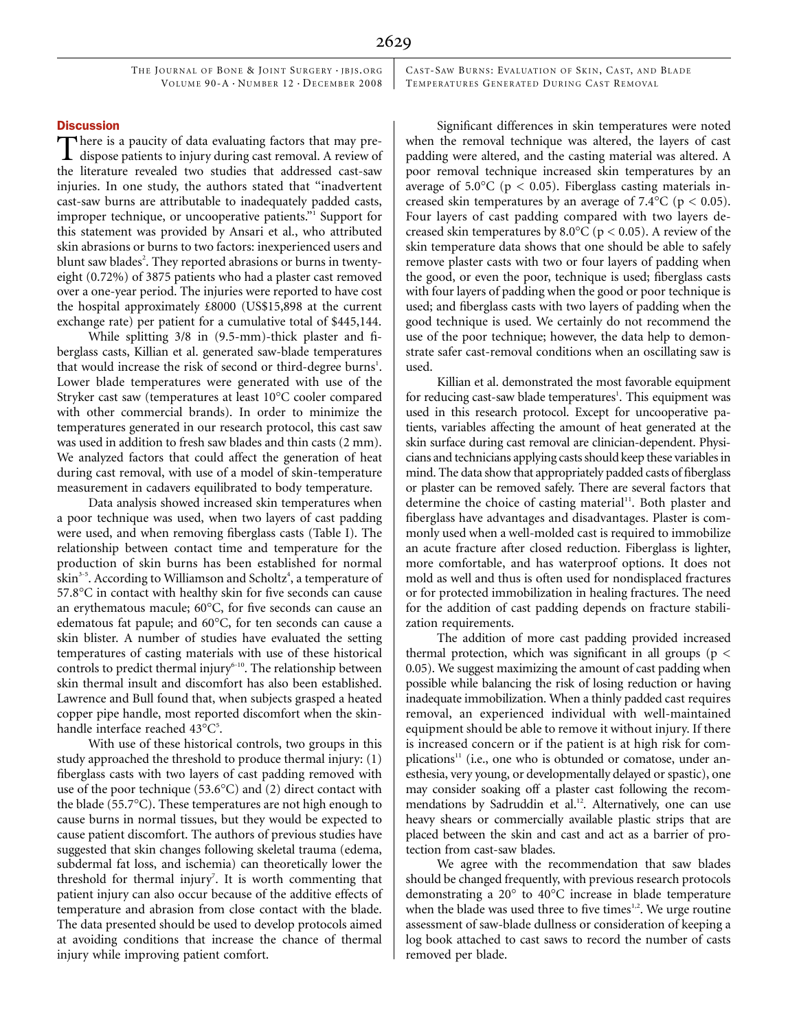## Discussion

There is a paucity of data evaluating factors that may predispose patients to injury during cast removal. A review of the literature revealed two studies that addressed cast-saw injuries. In one study, the authors stated that "inadvertent cast-saw burns are attributable to inadequately padded casts, improper technique, or uncooperative patients."[1] Support for this statement was provided by Ansari et al., who attributed skin abrasions or burns to two factors: inexperienced users and blunt saw blades[2]. They reported abrasions or burns in twenty-eight (0.72%) of 3875 patients who had a plaster cast removed over a one-year period. The injuries were reported to have cost the hospital approximately £8000 (US$15,898 at the current exchange rate) per patient for a cumulative total of $445,144.

While splitting 3/8 in (9.5-mm)-thick plaster and fiberglass casts, Killian et al. generated saw-blade temperatures that would increase the risk of second or third-degree burns[1]. Lower blade temperatures were generated with use of the Stryker cast saw (temperatures at least 10°C cooler compared with other commercial brands). In order to minimize the temperatures generated in our research protocol, this cast saw was used in addition to fresh saw blades and thin casts (2 mm). We analyzed factors that could affect the generation of heat during cast removal, with use of a model of skin-temperature measurement in cadavers equilibrated to body temperature.

Data analysis showed increased skin temperatures when a poor technique was used, when two layers of cast padding were used, and when removing fiberglass casts (Table I). The relationship between contact time and temperature for the production of skin burns has been established for normal skin[3-5]. According to Williamson and Scholtz[4], a temperature of 57.8°C in contact with healthy skin for five seconds can cause an erythematous macule; 60°C, for five seconds can cause an edematous fat papule; and 60°C, for ten seconds can cause a skin blister. A number of studies have evaluated the setting temperatures of casting materials with use of these historical controls to predict thermal injury[6-10]. The relationship between skin thermal insult and discomfort has also been established. Lawrence and Bull found that, when subjects grasped a heated copper pipe handle, most reported discomfort when the skin-handle interface reached 43°C[5].

With use of these historical controls, two groups in this study approached the threshold to produce thermal injury: (1) fiberglass casts with two layers of cast padding removed with use of the poor technique (53.6°C) and (2) direct contact with the blade (55.7°C). These temperatures are not high enough to cause burns in normal tissues, but they would be expected to cause patient discomfort. The authors of previous studies have suggested that skin changes following skeletal trauma (edema, subdermal fat loss, and ischemia) can theoretically lower the threshold for thermal injury[7]. It is worth commenting that patient injury can also occur because of the additive effects of temperature and abrasion from close contact with the blade. The data presented should be used to develop protocols aimed at avoiding conditions that increase the chance of thermal injury while improving patient comfort.

Significant differences in skin temperatures were noted when the removal technique was altered, the layers of cast padding were altered, and the casting material was altered. A poor removal technique increased skin temperatures by an average of 5.0°C ($p < 0.05$). Fiberglass casting materials increased skin temperatures by an average of 7.4°C ($p < 0.05$). Four layers of cast padding compared with two layers decreased skin temperatures by 8.0°C ($p < 0.05$). A review of the skin temperature data shows that one should be able to safely remove plaster casts with two or four layers of padding when the good, or even the poor, technique is used; fiberglass casts with four layers of padding when the good or poor technique is used; and fiberglass casts with two layers of padding when the good technique is used. We certainly do not recommend the use of the poor technique; however, the data help to demonstrate safer cast-removal conditions when an oscillating saw is used.

Killian et al. demonstrated the most favorable equipment for reducing cast-saw blade temperatures[1]. This equipment was used in this research protocol. Except for uncooperative patients, variables affecting the amount of heat generated at the skin surface during cast removal are clinician-dependent. Physicians and technicians applying casts should keep these variables in mind. The data show that appropriately padded casts of fiberglass or plaster can be removed safely. There are several factors that determine the choice of casting material[11]. Both plaster and fiberglass have advantages and disadvantages. Plaster is commonly used when a well-molded cast is required to immobilize an acute fracture after closed reduction. Fiberglass is lighter, more comfortable, and has waterproof options. It does not mold as well and thus is often used for nondisplaced fractures or for protected immobilization in healing fractures. The need for the addition of cast padding depends on fracture stabilization requirements.

The addition of more cast padding provided increased thermal protection, which was significant in all groups ($p < 0.05$). We suggest maximizing the amount of cast padding when possible while balancing the risk of losing reduction or having inadequate immobilization. When a thinly padded cast requires removal, an experienced individual with well-maintained equipment should be able to remove it without injury. If there is increased concern or if the patient is at high risk for complications[11] (i.e., one who is obtunded or comatose, under anesthesia, very young, or developmentally delayed or spastic), one may consider soaking off a plaster cast following the recommendations by Sadruddin et al.[12]. Alternatively, one can use heavy shears or commercially available plastic strips that are placed between the skin and cast and act as a barrier of protection from cast-saw blades.

We agree with the recommendation that saw blades should be changed frequently, with previous research protocols demonstrating a 20° to 40°C increase in blade temperature when the blade was used three to five times[1,2]. We urge routine assessment of saw-blade dullness or consideration of keeping a log book attached to cast saws to record the number of casts removed per blade.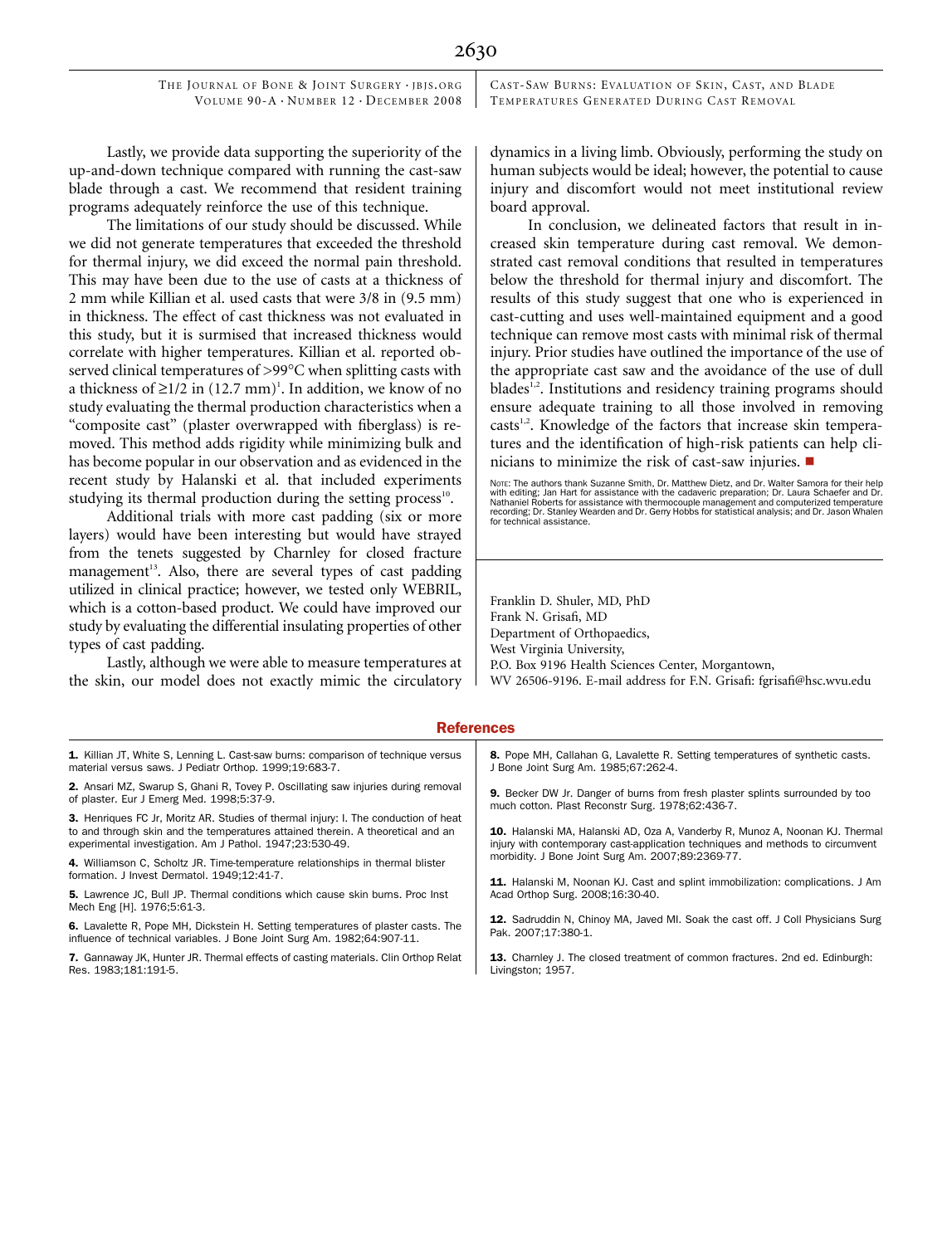Lastly, we provide data supporting the superiority of the up-and-down technique compared with running the cast-saw blade through a cast. We recommend that resident training programs adequately reinforce the use of this technique.

The limitations of our study should be discussed. While we did not generate temperatures that exceeded the threshold for thermal injury, we did exceed the normal pain threshold. This may have been due to the use of casts at a thickness of 2 mm while Killian et al. used casts that were 3/8 in (9.5 mm) in thickness. The effect of cast thickness was not evaluated in this study, but it is surmised that increased thickness would correlate with higher temperatures. Killian et al. reported observed clinical temperatures of >99°C when splitting casts with a thickness of ≥1/2 in (12.7 mm)[1]. In addition, we know of no study evaluating the thermal production characteristics when a "composite cast" (plaster overwrapped with fiberglass) is removed. This method adds rigidity while minimizing bulk and has become popular in our observation and as evidenced in the recent study by Halanski et al. that included experiments studying its thermal production during the setting process[10].

Additional trials with more cast padding (six or more layers) would have been interesting but would have strayed from the tenets suggested by Charnley for closed fracture management[13]. Also, there are several types of cast padding utilized in clinical practice; however, we tested only WEBRIL, which is a cotton-based product. We could have improved our study by evaluating the differential insulating properties of other types of cast padding.

Lastly, although we were able to measure temperatures at the skin, our model does not exactly mimic the circulatory dynamics in a living limb. Obviously, performing the study on human subjects would be ideal; however, the potential to cause injury and discomfort would not meet institutional review board approval.

In conclusion, we delineated factors that result in increased skin temperature during cast removal. We demonstrated cast removal conditions that resulted in temperatures below the threshold for thermal injury and discomfort. The results of this study suggest that one who is experienced in cast-cutting and uses well-maintained equipment and a good technique can remove most casts with minimal risk of thermal injury. Prior studies have outlined the importance of the use of the appropriate cast saw and the avoidance of the use of dull blades[1,2]. Institutions and residency training programs should ensure adequate training to all those involved in removing casts[1,2]. Knowledge of the factors that increase skin temperatures and the identification of high-risk patients can help clinicians to minimize the risk of cast-saw injuries. ■

NOTE: The authors thank Suzanne Smith, Dr. Matthew Dietz, and Dr. Walter Samora for their help with editing; Jan Hart for assistance with the cadaveric preparation; Dr. Laura Schaefer and Dr. Nathaniel Roberts for assistance with thermocouple management and computerized temperature recording; Dr. Stanley Wearden and Dr. Gerry Hobbs for statistical analysis; and Dr. Jason Whalen for technical assistance.

Franklin D. Shuler, MD, PhD
Frank N. Grisafi, MD
Department of Orthopaedics,
West Virginia University,
P.O. Box 9196 Health Sciences Center, Morgantown,
WV 26506-9196. E-mail address for F.N. Grisafi: fgrisafi@hsc.wvu.edu

## References

1. Killian JT, White S, Lenning L. Cast-saw burns: comparison of technique versus material versus saws. J Pediatr Orthop. 1999;19:683-7.

2. Ansari MZ, Swarup S, Ghani R, Tovey P. Oscillating saw injuries during removal of plaster. Eur J Emerg Med. 1998;5:37-9.

3. Henriques FC Jr, Moritz AR. Studies of thermal injury: I. The conduction of heat to and through skin and the temperatures attained therein. A theoretical and an experimental investigation. Am J Pathol. 1947;23:530-49.

4. Williamson C, Scholtz JR. Time-temperature relationships in thermal blister formation. J Invest Dermatol. 1949;12:41-7.

5. Lawrence JC, Bull JP. Thermal conditions which cause skin burns. Proc Inst Mech Eng [H]. 1976;5:61-3.

6. Lavalette R, Pope MH, Dickstein H. Setting temperatures of plaster casts. The influence of technical variables. J Bone Joint Surg Am. 1982;64:907-11.

7. Gannaway JK, Hunter JR. Thermal effects of casting materials. Clin Orthop Relat Res. 1983;181:191-5.

8. Pope MH, Callahan G, Lavalette R. Setting temperatures of synthetic casts. J Bone Joint Surg Am. 1985;67:262-4.

9. Becker DW Jr. Danger of burns from fresh plaster splints surrounded by too much cotton. Plast Reconstr Surg. 1978;62:436-7.

10. Halanski MA, Halanski AD, Oza A, Vanderby R, Munoz A, Noonan KJ. Thermal injury with contemporary cast-application techniques and methods to circumvent morbidity. J Bone Joint Surg Am. 2007;89:2369-77.

11. Halanski M, Noonan KJ. Cast and splint immobilization: complications. J Am Acad Orthop Surg. 2008;16:30-40.

12. Sadruddin N, Chinoy MA, Javed MI. Soak the cast off. J Coll Physicians Surg Pak. 2007;17:380-1.

13. Charnley J. The closed treatment of common fractures. 2nd ed. Edinburgh: Livingston; 1957.